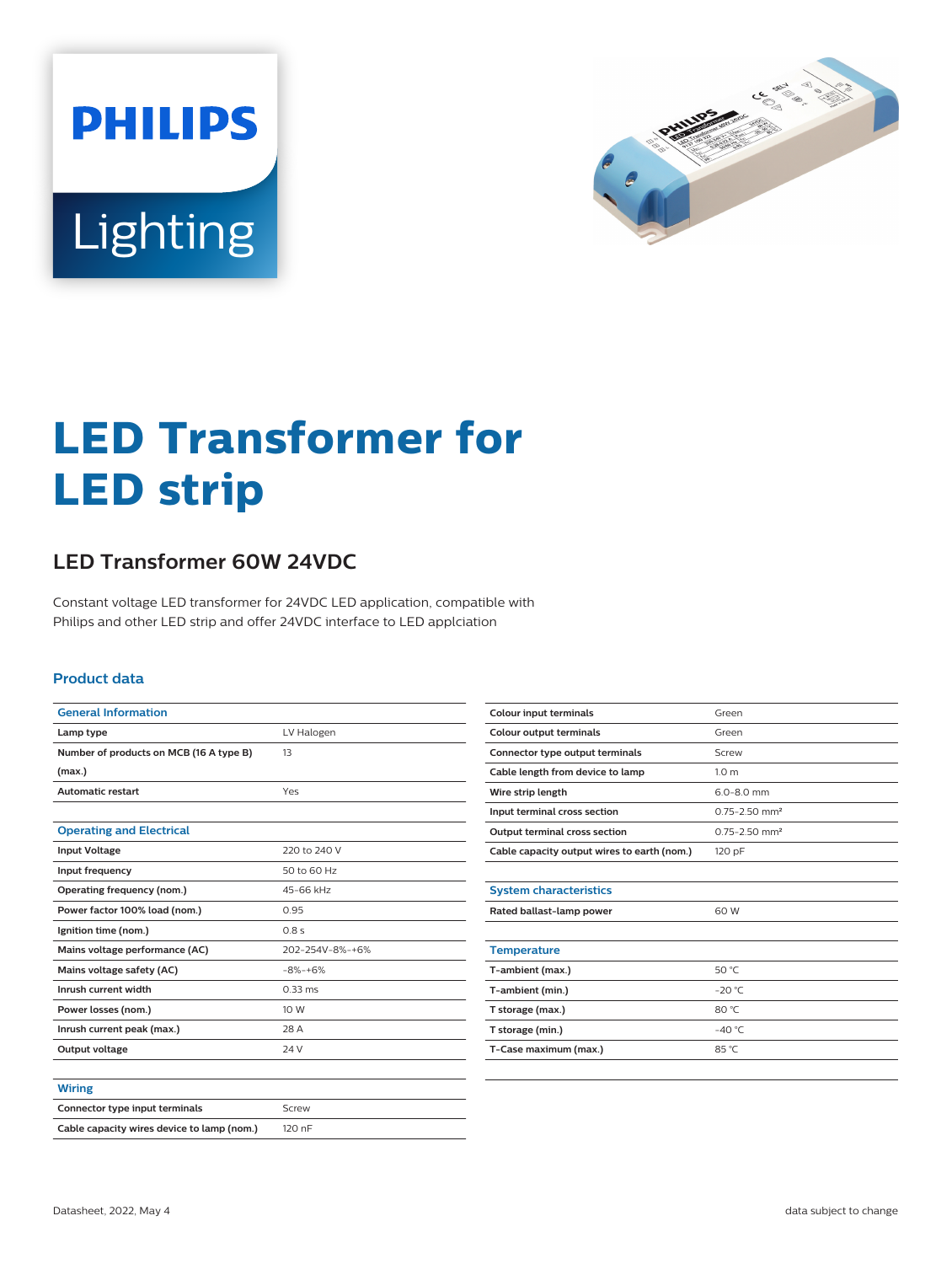# LED Transformer for LED strip

## LED Transformer 60W 24VDC

Constant voltage LED transformer for 24VDC LED application, compatible with Philips and other LED strip and offer 24VDC interface to LED applciation

### Product data

| General Information | |
|---|---|
| Lamp type | LV Halogen |
| Number of products on MCB (16 A type B) (max.) | 13 |
| Automatic restart | Yes |

| Operating and Electrical | |
|---|---|
| Input Voltage | 220 to 240 V |
| Input frequency | 50 to 60 Hz |
| Operating frequency (nom.) | 45-66 kHz |
| Power factor 100% load (nom.) | 0.95 |
| Ignition time (nom.) | 0.8 s |
| Mains voltage performance (AC) | 202-254V-8%-+6% |
| Mains voltage safety (AC) | -8%-+6% |
| Inrush current width | 0.33 ms |
| Power losses (nom.) | 10 W |
| Inrush current peak (max.) | 28 A |
| Output voltage | 24 V |

| Wiring | |
|---|---|
| Connector type input terminals | Screw |
| Cable capacity wires device to lamp (nom.) | 120 nF |
| Colour input terminals | Green |
| Colour output terminals | Green |
| Connector type output terminals | Screw |
| Cable length from device to lamp | 1.0 m |
| Wire strip length | 6.0-8.0 mm |
| Input terminal cross section | 0.75-2.50 mm² |
| Output terminal cross section | 0.75-2.50 mm² |
| Cable capacity output wires to earth (nom.) | 120 pF |

| System characteristics | |
|---|---|
| Rated ballast-lamp power | 60 W |

| Temperature | |
|---|---|
| T-ambient (max.) | 50 °C |
| T-ambient (min.) | -20 °C |
| T storage (max.) | 80 °C |
| T storage (min.) | -40 °C |
| T-Case maximum (max.) | 85 °C |

Datasheet, 2022, May 4

data subject to change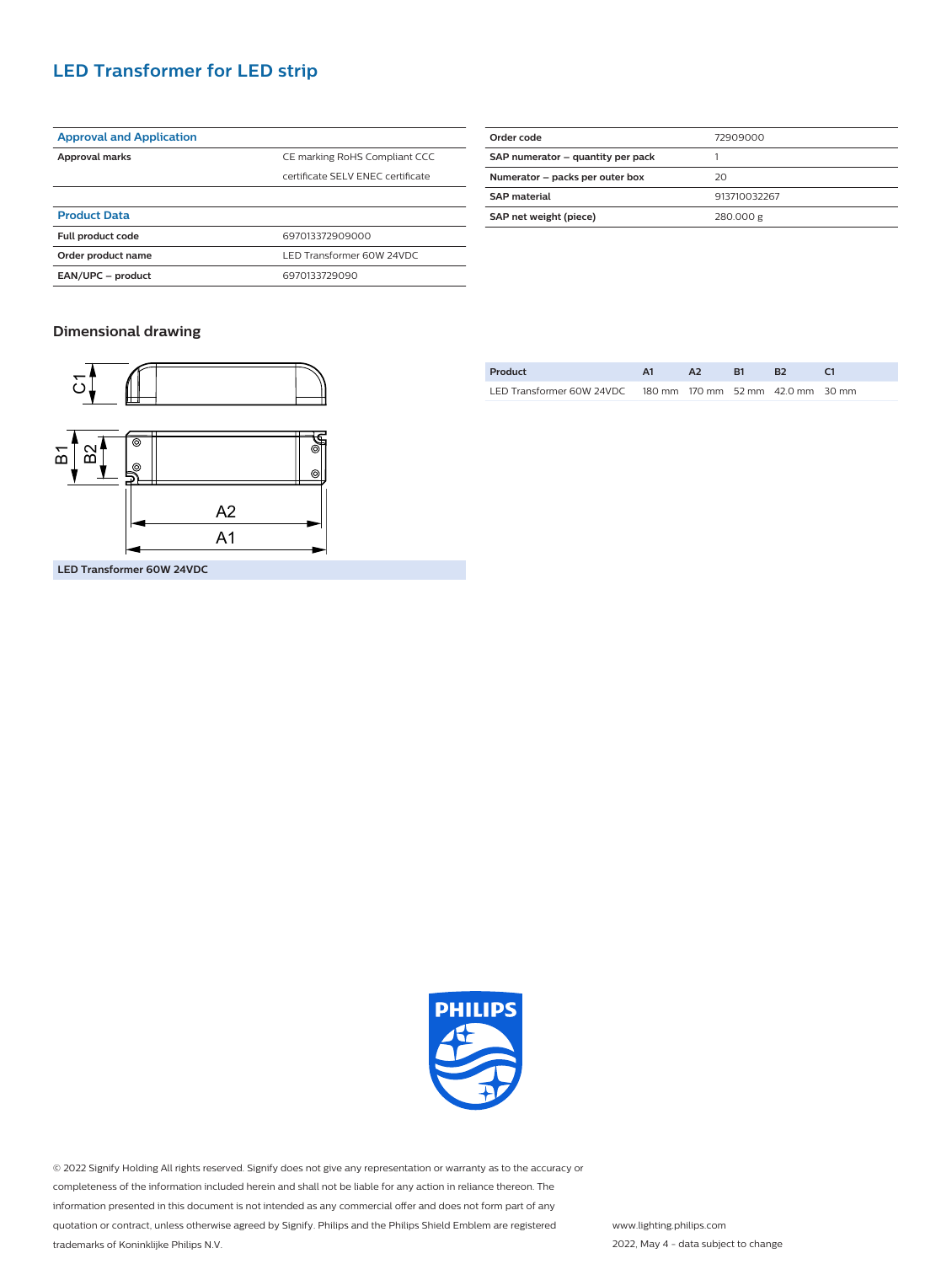## LED Transformer for LED strip

| Approval and Application | |
|---|---|
| **Approval marks** | CE marking RoHS Compliant CCC certificate SELV ENEC certificate |

| Product Data | |
|---|---|
| **Full product code** | 697013372909000 |
| **Order product name** | LED Transformer 60W 24VDC |
| **EAN/UPC – product** | 6970133729090 |

| | |
|---|---|
| **Order code** | 72909000 |
| **SAP numerator – quantity per pack** | 1 |
| **Numerator – packs per outer box** | 20 |
| **SAP material** | 913710032267 |
| **SAP net weight (piece)** | 280.000 g |

### Dimensional drawing

C1

B1

B2

A2

A1

**LED Transformer 60W 24VDC**

| Product | A1 | A2 | B1 | B2 | C1 |
|---|---|---|---|---|---|
| LED Transformer 60W 24VDC | 180 mm | 170 mm | 52 mm | 42.0 mm | 30 mm |

© 2022 Signify Holding All rights reserved. Signify does not give any representation or warranty as to the accuracy or completeness of the information included herein and shall not be liable for any action in reliance thereon. The information presented in this document is not intended as any commercial offer and does not form part of any quotation or contract, unless otherwise agreed by Signify. Philips and the Philips Shield Emblem are registered trademarks of Koninklijke Philips N.V.

www.lighting.philips.com

2022, May 4 - data subject to change